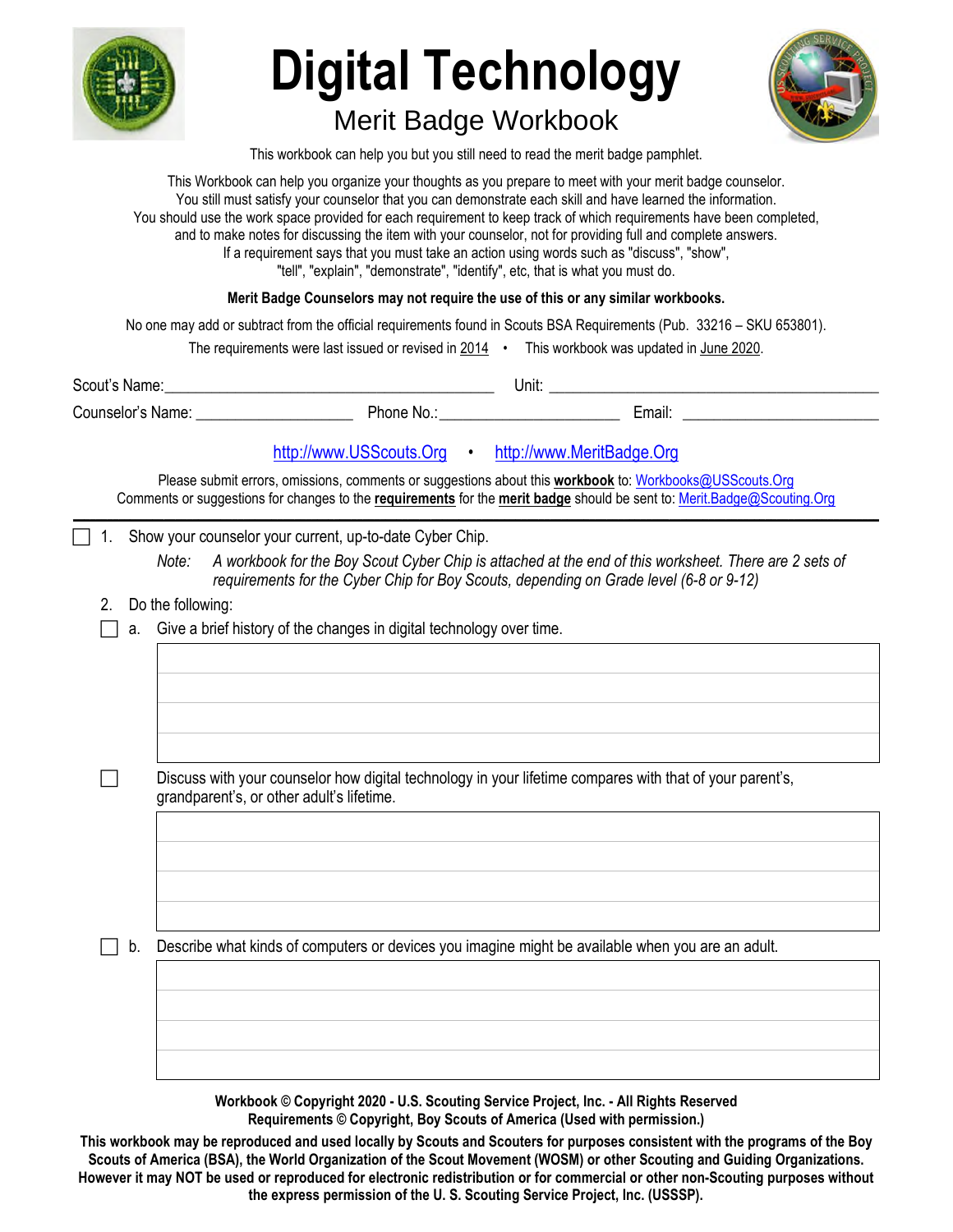# Digital Technology

## Merit Badge Workbook

This workbook can help you but you still need to read the merit badge pamphlet.

This Workbook can help you organize your thoughts as you prepare to meet with your merit badge counselor.
You still must satisfy your counselor that you can demonstrate each skill and have learned the information.
You should use the work space provided for each requirement to keep track of which requirements have been completed, and to make notes for discussing the item with your counselor, not for providing full and complete answers.
If a requirement says that you must take an action using words such as "discuss", "show", "tell", "explain", "demonstrate", "identify", etc, that is what you must do.

**Merit Badge Counselors may not require the use of this or any similar workbooks.**

No one may add or subtract from the official requirements found in Scouts BSA Requirements (Pub. 33216 – SKU 653801).

The requirements were last issued or revised in 2014 • This workbook was updated in June 2020.

Scout's Name:\_\_\_\_\_\_\_\_\_\_\_\_\_\_\_\_\_\_\_\_\_\_\_\_ Unit: \_\_\_\_\_\_\_\_\_\_\_\_\_\_\_\_\_\_\_\_\_\_\_\_

Counselor's Name: \_\_\_\_\_\_\_\_\_\_\_\_\_\_\_\_ Phone No.:\_\_\_\_\_\_\_\_\_\_\_\_\_\_\_\_ Email: \_\_\_\_\_\_\_\_\_\_\_\_\_\_\_\_

http://www.USScouts.Org • http://www.MeritBadge.Org

Please submit errors, omissions, comments or suggestions about this **workbook** to: Workbooks@USScouts.Org
Comments or suggestions for changes to the **requirements** for the **merit badge** should be sent to: Merit.Badge@Scouting.Org

---

☐ 1. Show your counselor your current, up-to-date Cyber Chip.

*Note: A workbook for the Boy Scout Cyber Chip is attached at the end of this worksheet. There are 2 sets of requirements for the Cyber Chip for Boy Scouts, depending on Grade level (6-8 or 9-12)*

2. Do the following:

☐ a. Give a brief history of the changes in digital technology over time.

☐ Discuss with your counselor how digital technology in your lifetime compares with that of your parent's, grandparent's, or other adult's lifetime.

☐ b. Describe what kinds of computers or devices you imagine might be available when you are an adult.

**Workbook © Copyright 2020 - U.S. Scouting Service Project, Inc. - All Rights Reserved**
**Requirements © Copyright, Boy Scouts of America (Used with permission.)**

**This workbook may be reproduced and used locally by Scouts and Scouters for purposes consistent with the programs of the Boy Scouts of America (BSA), the World Organization of the Scout Movement (WOSM) or other Scouting and Guiding Organizations. However it may NOT be used or reproduced for electronic redistribution or for commercial or other non-Scouting purposes without the express permission of the U. S. Scouting Service Project, Inc. (USSSP).**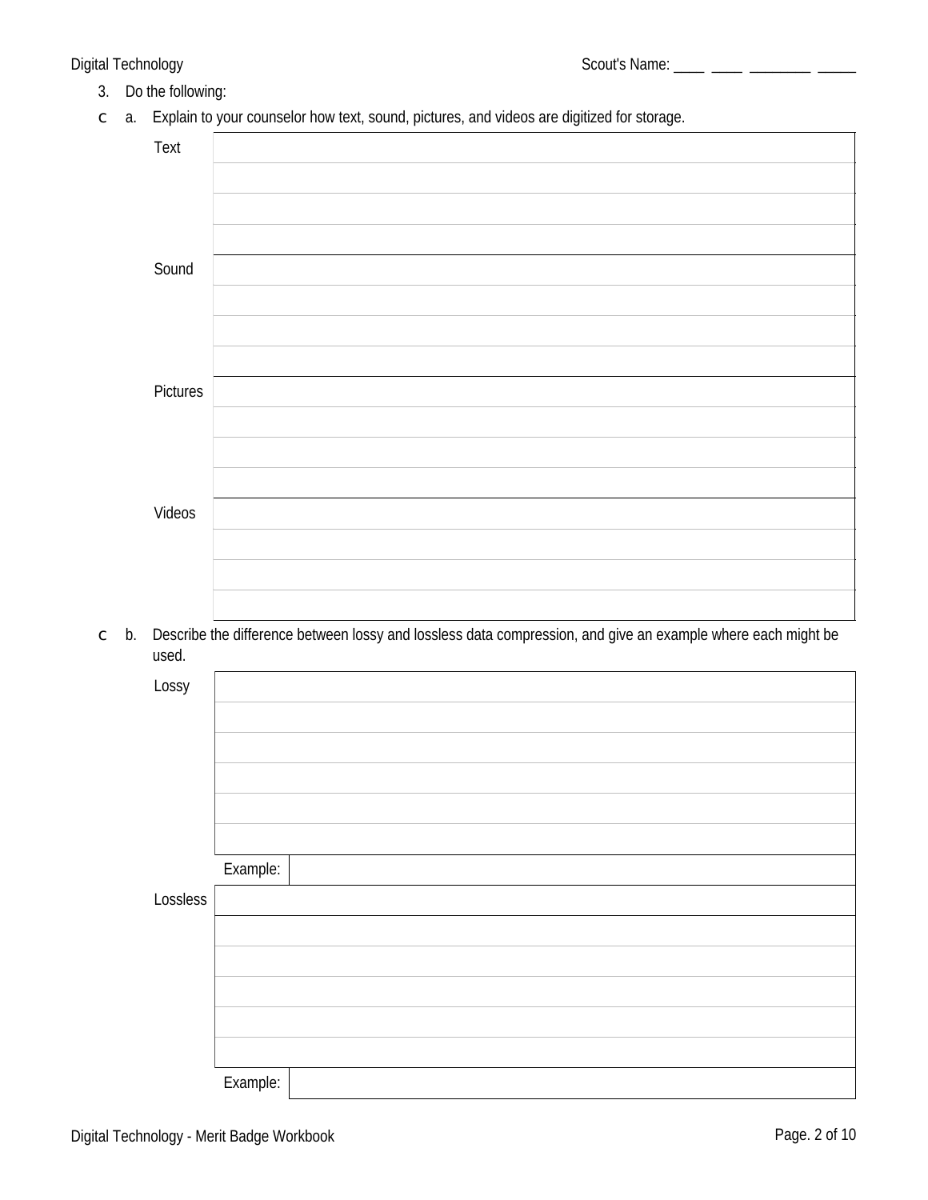3. Do the following:

☐ a. Explain to your counselor how text, sound, pictures, and videos are digitized for storage.

| | |
|---|---|
| Text | |
| | |
| | |
| | |
| Sound | |
| | |
| | |
| | |
| Pictures | |
| | |
| | |
| | |
| Videos | |
| | |
| | |
| | |

☐ b. Describe the difference between lossy and lossless data compression, and give an example where each might be used.

| | | |
|---|---|---|
| Lossy | | |
| | | |
| | | |
| | | |
| | | |
| | | |
| | Example: | |
| Lossless | | |
| | | |
| | | |
| | | |
| | | |
| | | |
| | Example: | |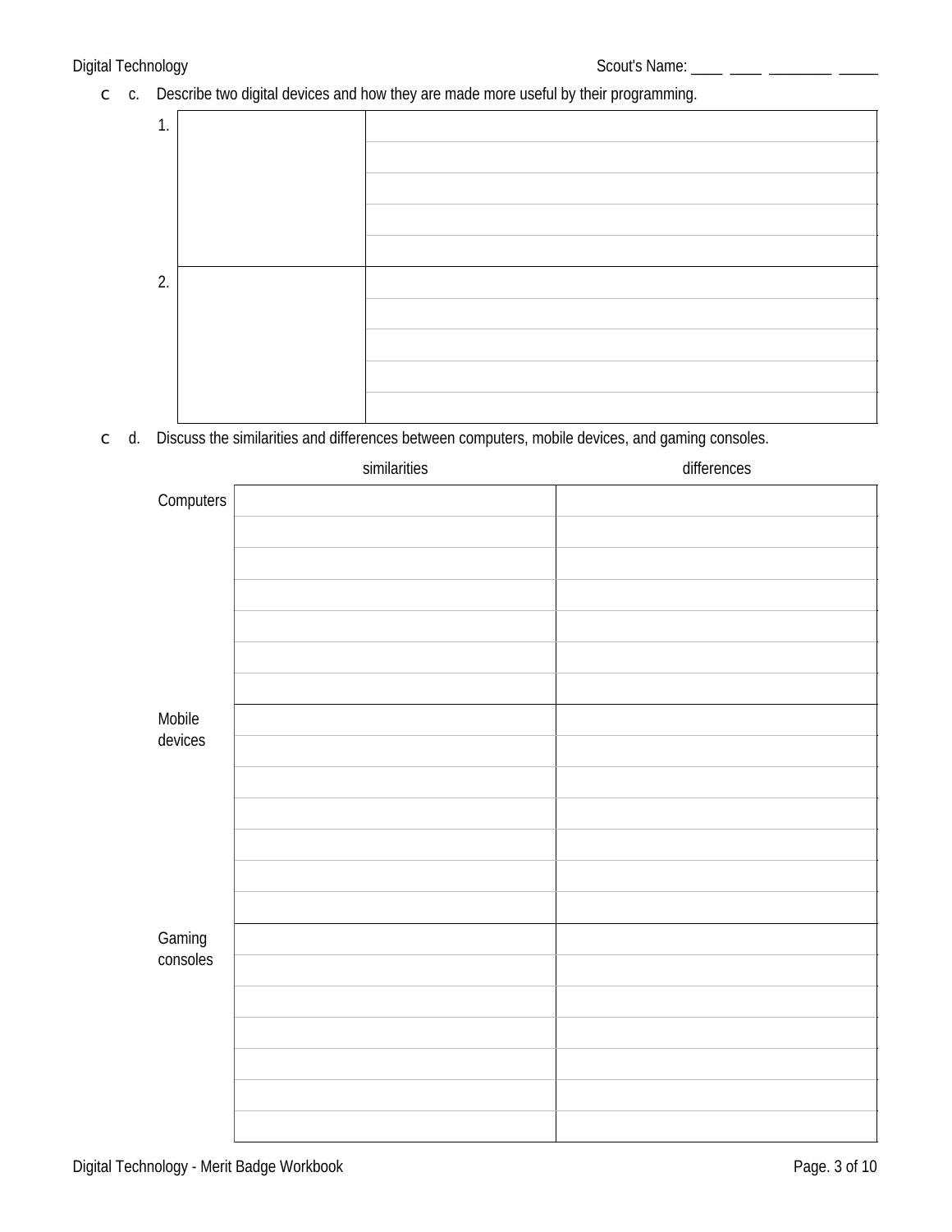Scout's Name: ____ ____ ________ _____

c. Describe two digital devices and how they are made more useful by their programming.

| | | |
|---|---|---|
| 1. | | |
| | | |
| | | |
| | | |
| | | |
| 2. | | |
| | | |
| | | |
| | | |
| | | |

d. Discuss the similarities and differences between computers, mobile devices, and gaming consoles.

| | similarities | differences |
|---|---|---|
| Computers | | |
| | | |
| | | |
| | | |
| | | |
| | | |
| | | |
| Mobile devices | | |
| | | |
| | | |
| | | |
| | | |
| | | |
| | | |
| Gaming consoles | | |
| | | |
| | | |
| | | |
| | | |
| | | |
| | | |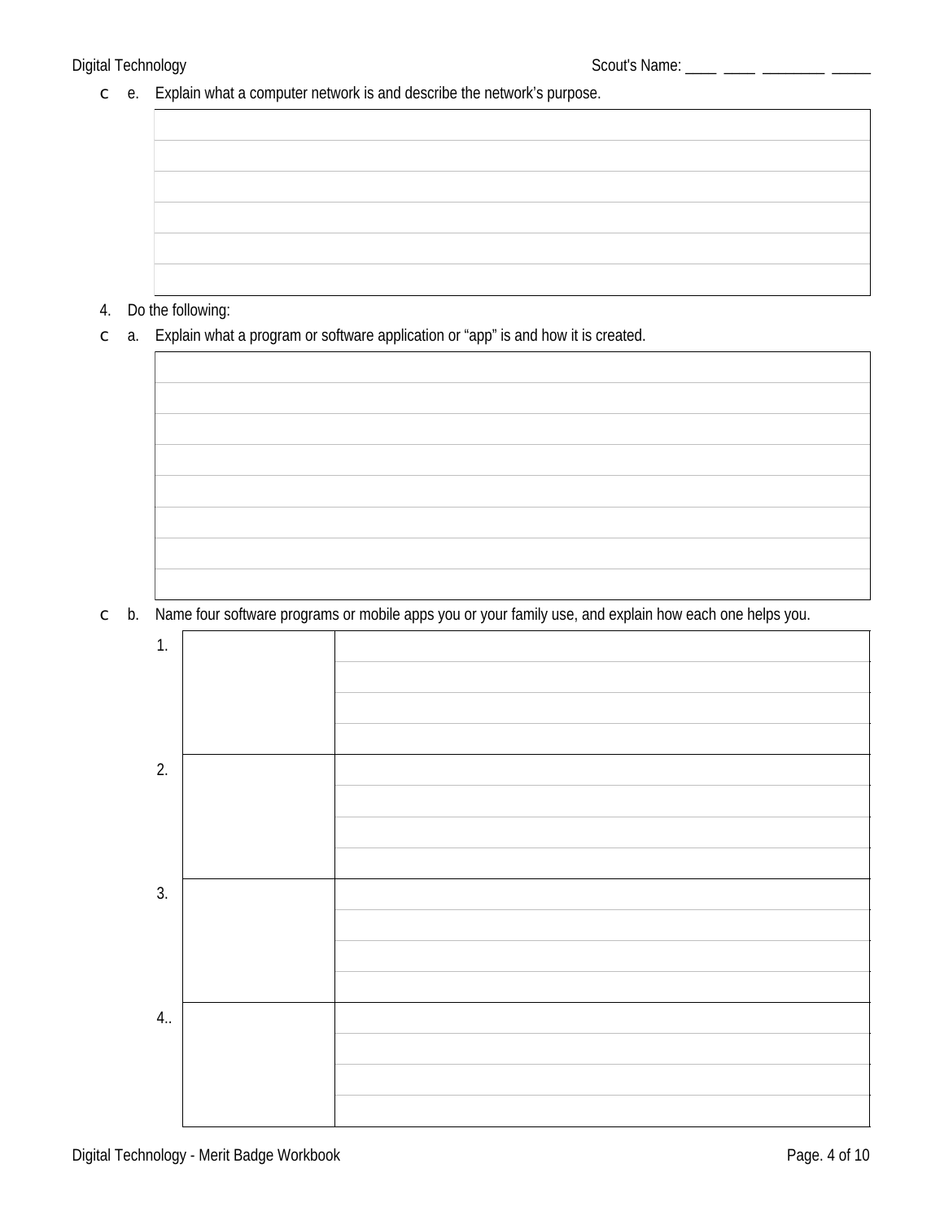c e. Explain what a computer network is and describe the network's purpose.

4. Do the following:

c a. Explain what a program or software application or "app" is and how it is created.

c b. Name four software programs or mobile apps you or your family use, and explain how each one helps you.

| | | |
|---|---|---|
| 1. | | |
| 2. | | |
| 3. | | |
| 4.. | | |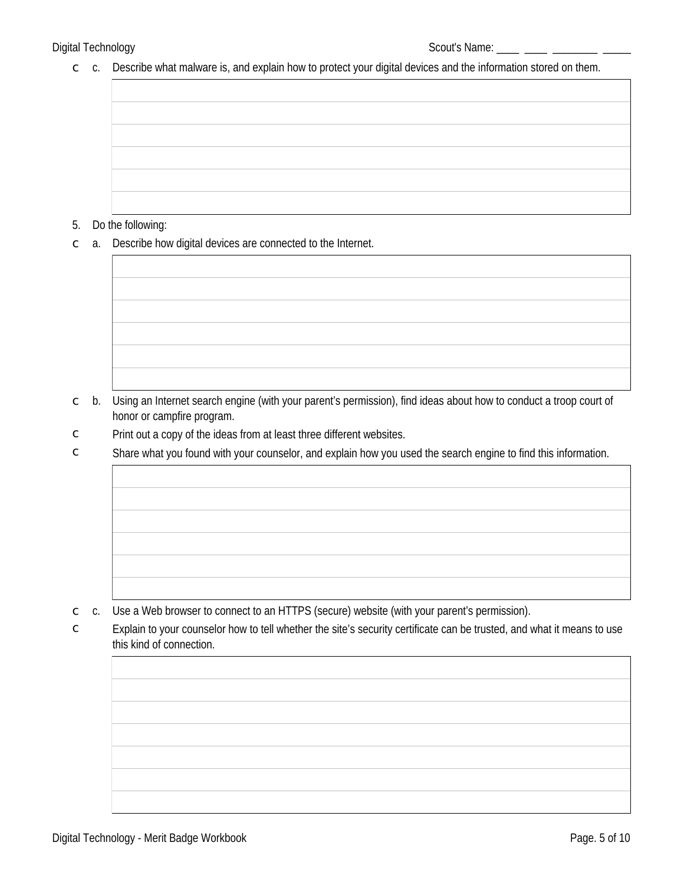c c. Describe what malware is, and explain how to protect your digital devices and the information stored on them.

| |
|---|
| |
| |
| |
| |
| |
| |

5. Do the following:

c a. Describe how digital devices are connected to the Internet.

| |
|---|
| |
| |
| |
| |
| |
| |

c b. Using an Internet search engine (with your parent's permission), find ideas about how to conduct a troop court of honor or campfire program.

c Print out a copy of the ideas from at least three different websites.

c Share what you found with your counselor, and explain how you used the search engine to find this information.

| |
|---|
| |
| |
| |
| |
| |
| |

c c. Use a Web browser to connect to an HTTPS (secure) website (with your parent's permission).

c Explain to your counselor how to tell whether the site's security certificate can be trusted, and what it means to use this kind of connection.

| |
|---|
| |
| |
| |
| |
| |
| |
| |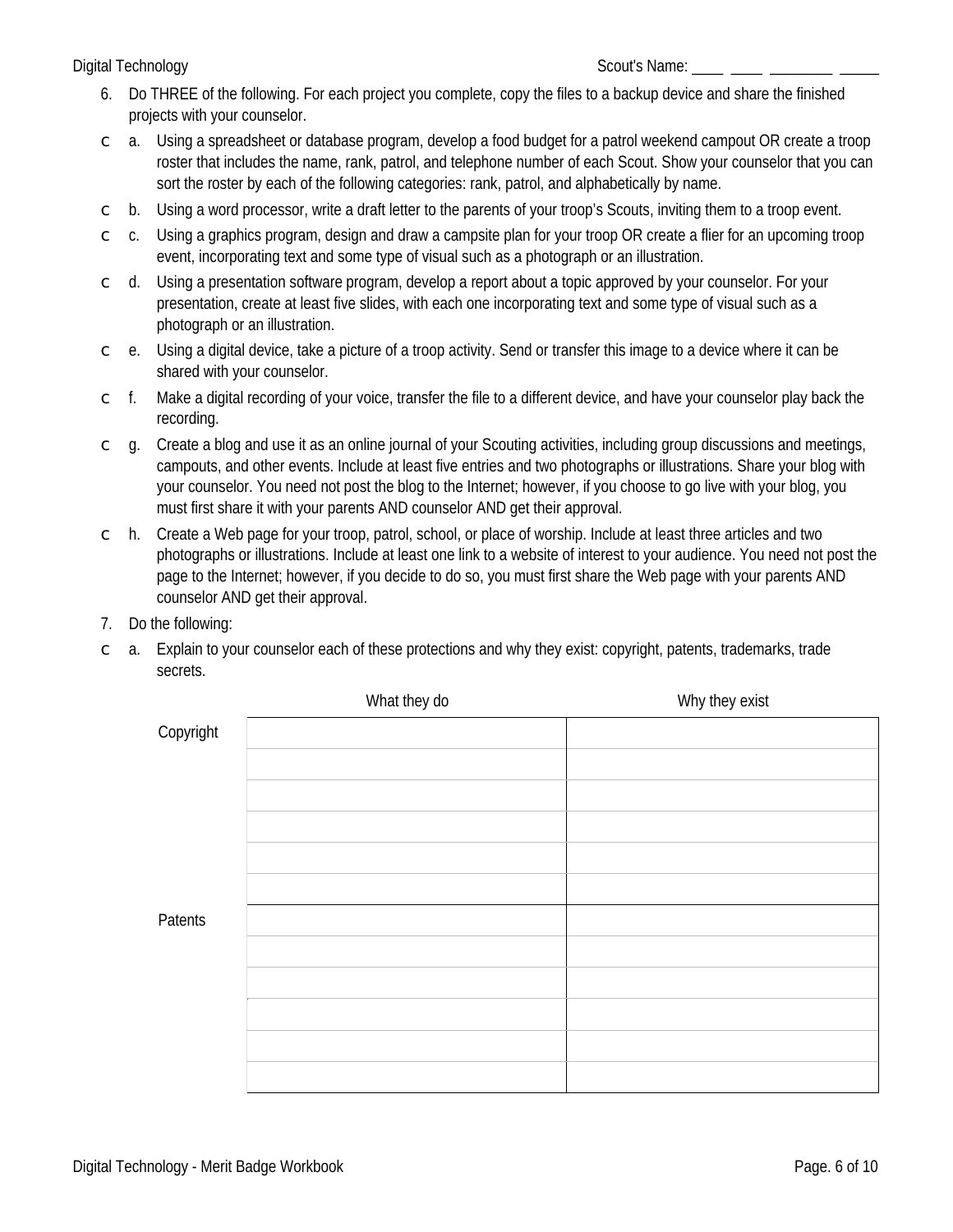6. Do THREE of the following. For each project you complete, copy the files to a backup device and share the finished projects with your counselor.

- c a. Using a spreadsheet or database program, develop a food budget for a patrol weekend campout OR create a troop roster that includes the name, rank, patrol, and telephone number of each Scout. Show your counselor that you can sort the roster by each of the following categories: rank, patrol, and alphabetically by name.
- c b. Using a word processor, write a draft letter to the parents of your troop's Scouts, inviting them to a troop event.
- c c. Using a graphics program, design and draw a campsite plan for your troop OR create a flier for an upcoming troop event, incorporating text and some type of visual such as a photograph or an illustration.
- c d. Using a presentation software program, develop a report about a topic approved by your counselor. For your presentation, create at least five slides, with each one incorporating text and some type of visual such as a photograph or an illustration.
- c e. Using a digital device, take a picture of a troop activity. Send or transfer this image to a device where it can be shared with your counselor.
- c f. Make a digital recording of your voice, transfer the file to a different device, and have your counselor play back the recording.
- c g. Create a blog and use it as an online journal of your Scouting activities, including group discussions and meetings, campouts, and other events. Include at least five entries and two photographs or illustrations. Share your blog with your counselor. You need not post the blog to the Internet; however, if you choose to go live with your blog, you must first share it with your parents AND counselor AND get their approval.
- c h. Create a Web page for your troop, patrol, school, or place of worship. Include at least three articles and two photographs or illustrations. Include at least one link to a website of interest to your audience. You need not post the page to the Internet; however, if you decide to do so, you must first share the Web page with your parents AND counselor AND get their approval.

7. Do the following:

- c a. Explain to your counselor each of these protections and why they exist: copyright, patents, trademarks, trade secrets.

| | What they do | Why they exist |
|---|---|---|
| Copyright | | |
| | | |
| | | |
| | | |
| | | |
| | | |
| Patents | | |
| | | |
| | | |
| | | |
| | | |
| | | |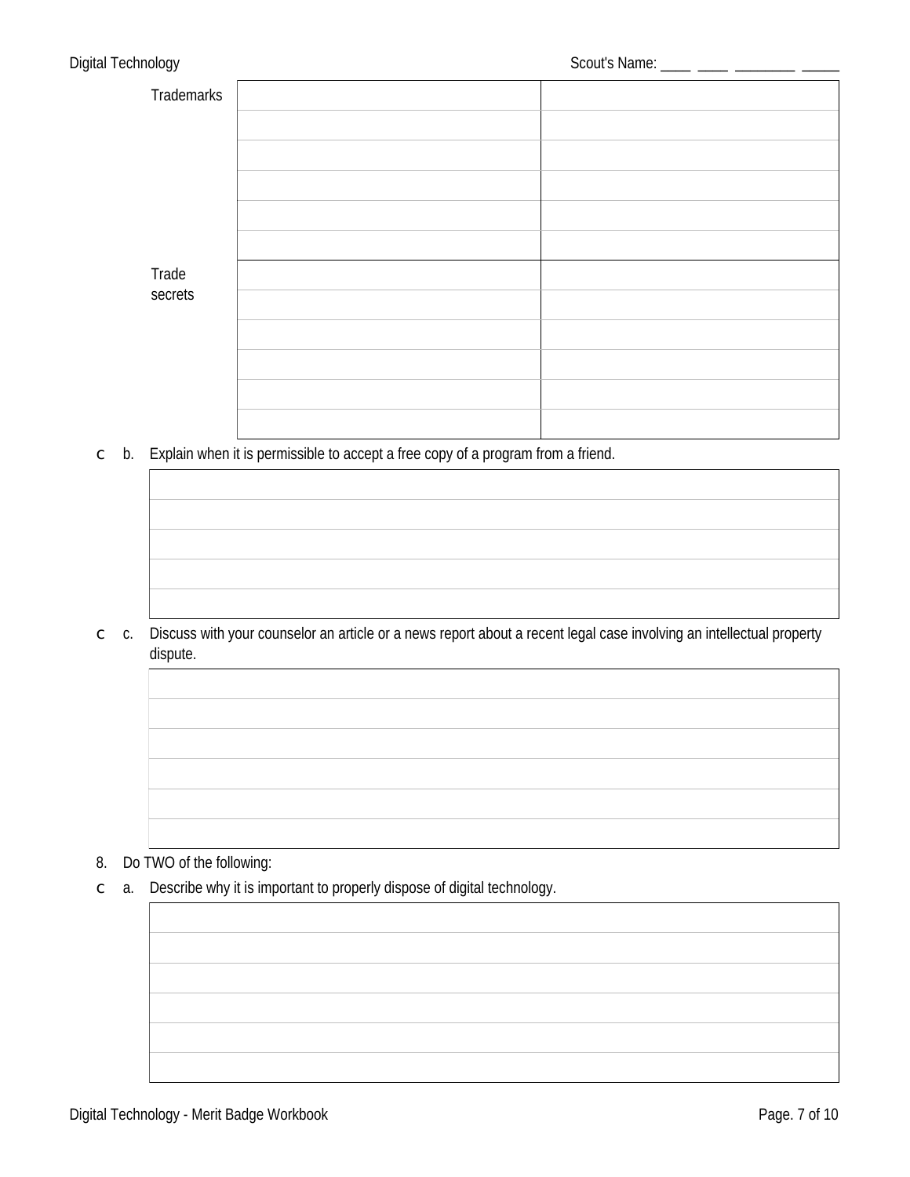| | | |
|---|---|---|
| Trademarks | | |
| | | |
| | | |
| | | |
| | | |
| | | |
| Trade secrets | | |
| | | |
| | | |
| | | |
| | | |
| | | |

c b. Explain when it is permissible to accept a free copy of a program from a friend.

c c. Discuss with your counselor an article or a news report about a recent legal case involving an intellectual property dispute.

8. Do TWO of the following:

c a. Describe why it is important to properly dispose of digital technology.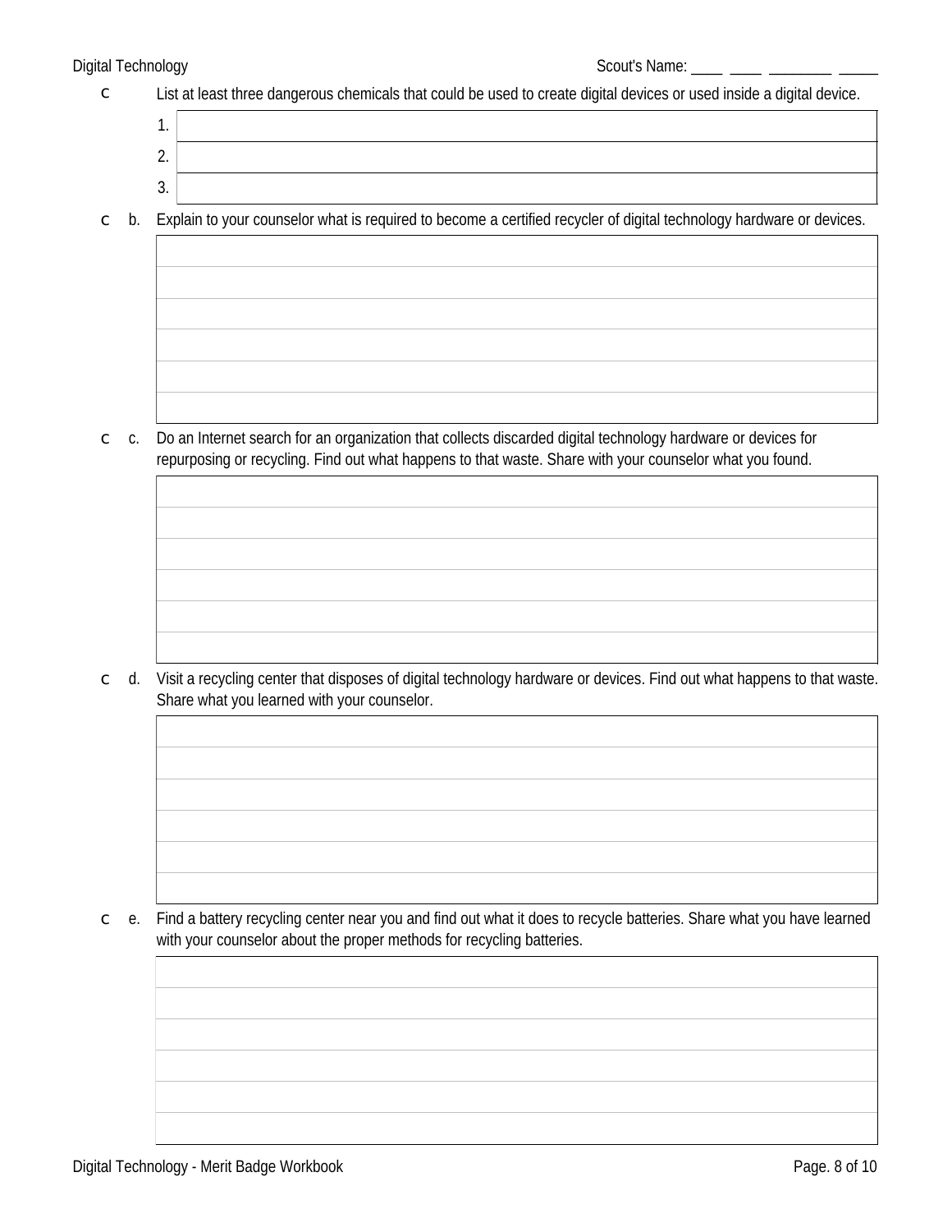- [ ] List at least three dangerous chemicals that could be used to create digital devices or used inside a digital device.

| | |
|---|---|
| 1. | |
| 2. | |
| 3. | |

- [ ] b. Explain to your counselor what is required to become a certified recycler of digital technology hardware or devices.

- [ ] c. Do an Internet search for an organization that collects discarded digital technology hardware or devices for repurposing or recycling. Find out what happens to that waste. Share with your counselor what you found.

- [ ] d. Visit a recycling center that disposes of digital technology hardware or devices. Find out what happens to that waste. Share what you learned with your counselor.

- [ ] e. Find a battery recycling center near you and find out what it does to recycle batteries. Share what you have learned with your counselor about the proper methods for recycling batteries.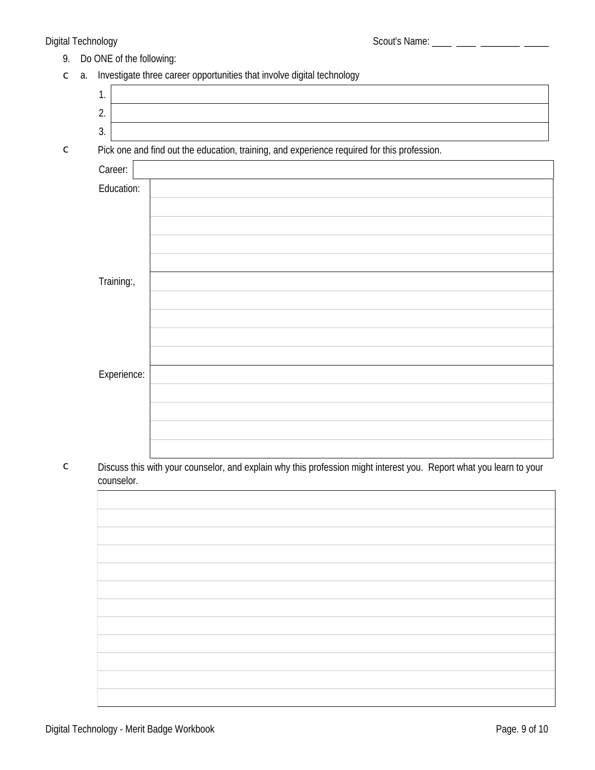9. Do ONE of the following:

c a. Investigate three career opportunities that involve digital technology

| | |
|---|---|
| 1. | |
| 2. | |
| 3. | |

c Pick one and find out the education, training, and experience required for this profession.

| | |
|---|---|
| Career: | |
| Education: | |
| | |
| | |
| | |
| | |
| Training:, | |
| | |
| | |
| | |
| | |
| Experience: | |
| | |
| | |
| | |
| | |

c Discuss this with your counselor, and explain why this profession might interest you. Report what you learn to your counselor.

| |
|---|
| |
| |
| |
| |
| |
| |
| |
| |
| |
| |
| |
| |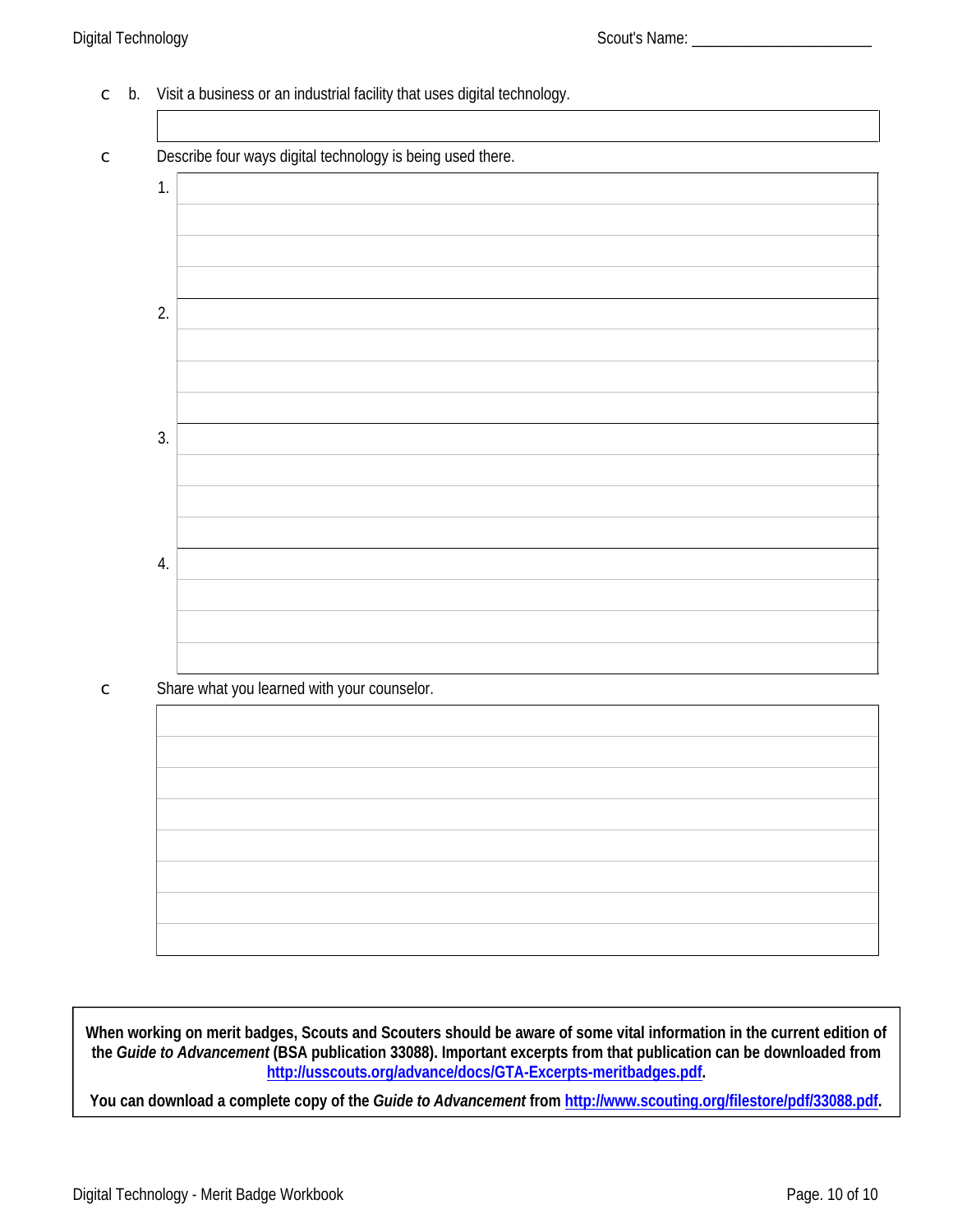- c b. Visit a business or an industrial facility that uses digital technology.

- c Describe four ways digital technology is being used there.

1.

2.

3.

4.

- c Share what you learned with your counselor.

**When working on merit badges, Scouts and Scouters should be aware of some vital information in the current edition of the *Guide to Advancement* (BSA publication 33088). Important excerpts from that publication can be downloaded from [http://usscouts.org/advance/docs/GTA-Excerpts-meritbadges.pdf](http://usscouts.org/advance/docs/GTA-Excerpts-meritbadges.pdf).**

**You can download a complete copy of the *Guide to Advancement* from [http://www.scouting.org/filestore/pdf/33088.pdf](http://www.scouting.org/filestore/pdf/33088.pdf).**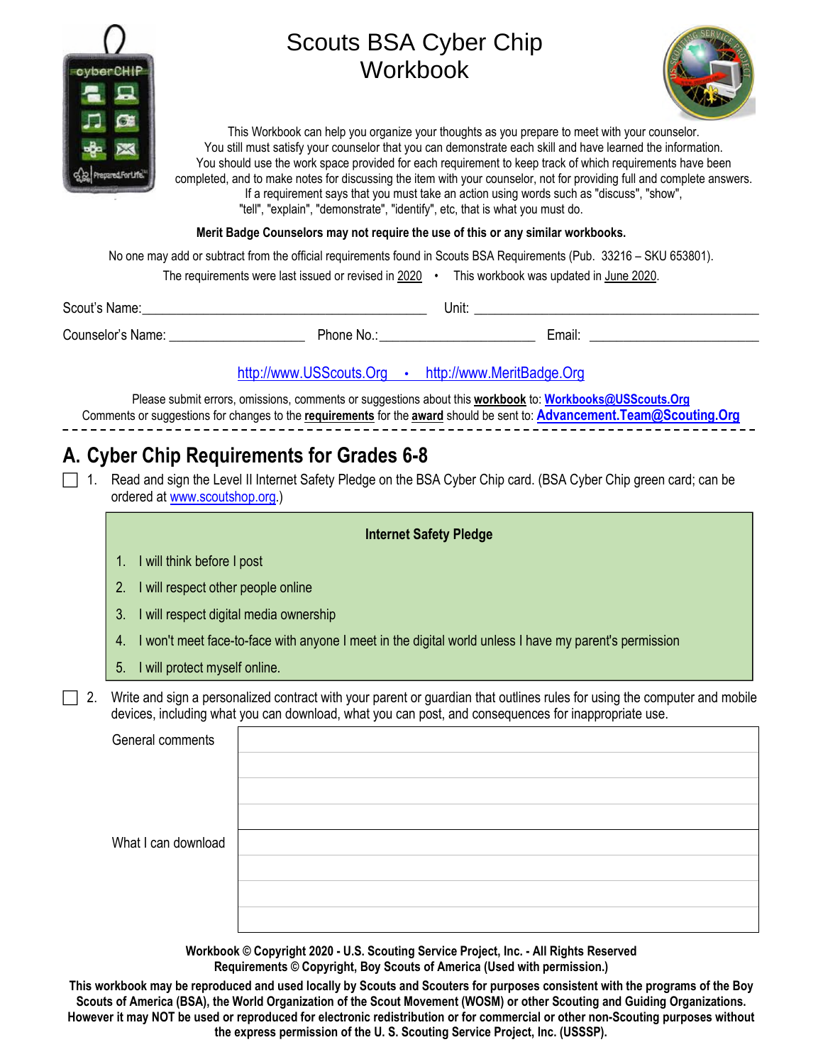# Scouts BSA Cyber Chip Workbook

This Workbook can help you organize your thoughts as you prepare to meet with your counselor.
You still must satisfy your counselor that you can demonstrate each skill and have learned the information.
You should use the work space provided for each requirement to keep track of which requirements have been completed, and to make notes for discussing the item with your counselor, not for providing full and complete answers.
If a requirement says that you must take an action using words such as "discuss", "show", "tell", "explain", "demonstrate", "identify", etc, that is what you must do.

**Merit Badge Counselors may not require the use of this or any similar workbooks.**

No one may add or subtract from the official requirements found in Scouts BSA Requirements (Pub. 33216 – SKU 653801).

The requirements were last issued or revised in 2020 • This workbook was updated in June 2020.

Scout's Name: ________________________ Unit: ________________________

Counselor's Name: ____________ Phone No.: ____________ Email: ____________

http://www.USScouts.Org • http://www.MeritBadge.Org

Please submit errors, omissions, comments or suggestions about this **workbook** to: **Workbooks@USScouts.Org**
Comments or suggestions for changes to the **requirements** for the **award** should be sent to: **Advancement.Team@Scouting.Org**

## A. Cyber Chip Requirements for Grades 6-8

☐ 1. Read and sign the Level II Internet Safety Pledge on the BSA Cyber Chip card. (BSA Cyber Chip green card; can be ordered at www.scoutshop.org.)

**Internet Safety Pledge**

1. I will think before I post
2. I will respect other people online
3. I will respect digital media ownership
4. I won't meet face-to-face with anyone I meet in the digital world unless I have my parent's permission
5. I will protect myself online.

☐ 2. Write and sign a personalized contract with your parent or guardian that outlines rules for using the computer and mobile devices, including what you can download, what you can post, and consequences for inappropriate use.

| | |
|---|---|
| General comments | |
| | |
| | |
| | |
| What I can download | |
| | |
| | |
| | |

**Workbook © Copyright 2020 - U.S. Scouting Service Project, Inc. - All Rights Reserved**
**Requirements © Copyright, Boy Scouts of America (Used with permission.)**

**This workbook may be reproduced and used locally by Scouts and Scouters for purposes consistent with the programs of the Boy Scouts of America (BSA), the World Organization of the Scout Movement (WOSM) or other Scouting and Guiding Organizations. However it may NOT be used or reproduced for electronic redistribution or for commercial or other non-Scouting purposes without the express permission of the U. S. Scouting Service Project, Inc. (USSSP).**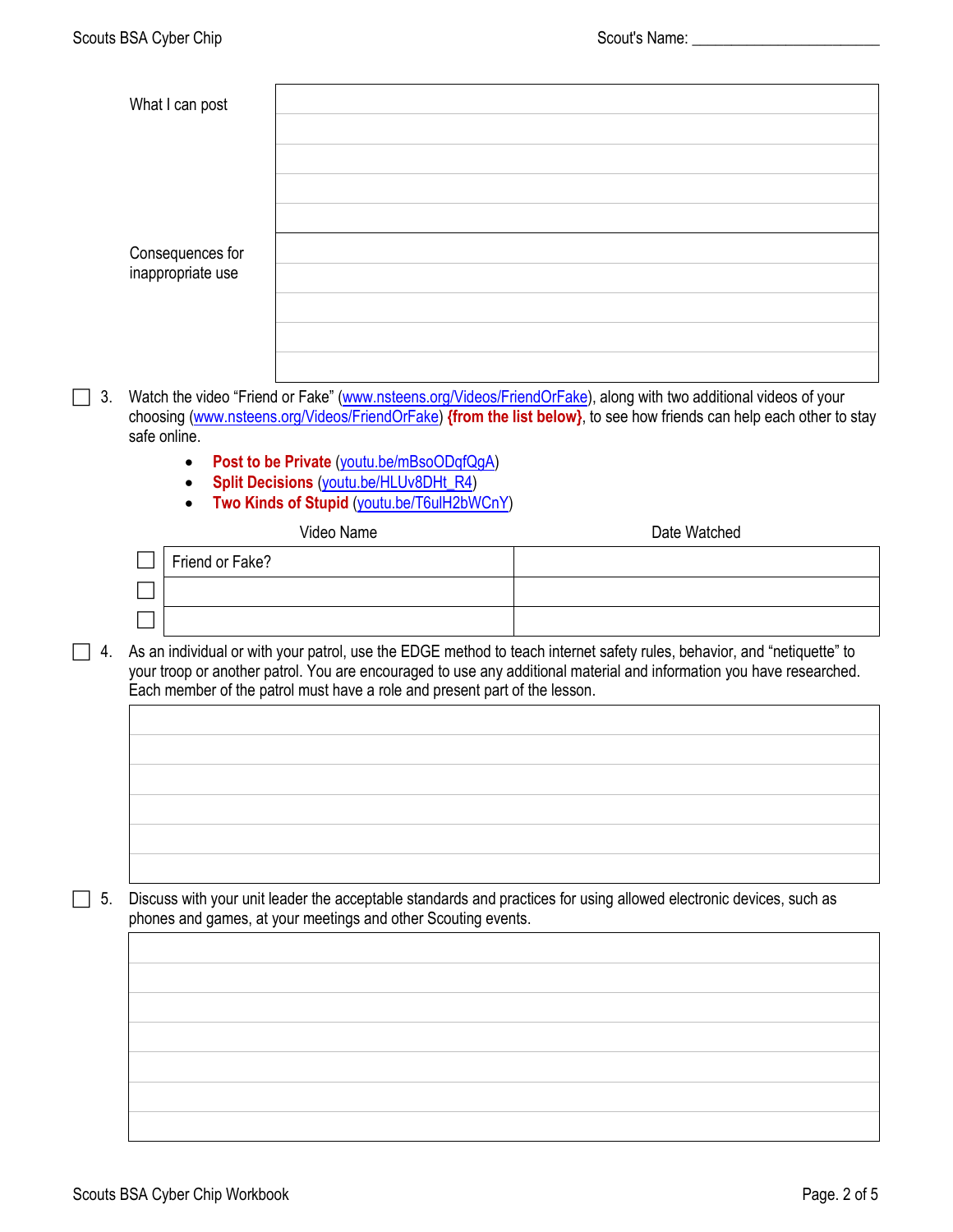| | |
|---|---|
| What I can post | |
| | |
| | |
| | |
| | |
| Consequences for inappropriate use | |
| | |
| | |
| | |
| | |

☐ 3. Watch the video “Friend or Fake” (www.nsteens.org/Videos/FriendOrFake), along with two additional videos of your choosing (www.nsteens.org/Videos/FriendOrFake) **{from the list below}**, to see how friends can help each other to stay safe online.

- **Post to be Private** (youtu.be/mBsoODqfQgA)
- **Split Decisions** (youtu.be/HLUv8DHt_R4)
- **Two Kinds of Stupid** (youtu.be/T6ulH2bWCnY)

| | Video Name | Date Watched |
|---|---|---|
| ☐ | Friend or Fake? | |
| ☐ | | |
| ☐ | | |

☐ 4. As an individual or with your patrol, use the EDGE method to teach internet safety rules, behavior, and “netiquette” to your troop or another patrol. You are encouraged to use any additional material and information you have researched. Each member of the patrol must have a role and present part of the lesson.

| |
|---|
| |
| |
| |
| |
| |
| |

☐ 5. Discuss with your unit leader the acceptable standards and practices for using allowed electronic devices, such as phones and games, at your meetings and other Scouting events.

| |
|---|
| |
| |
| |
| |
| |
| |
| |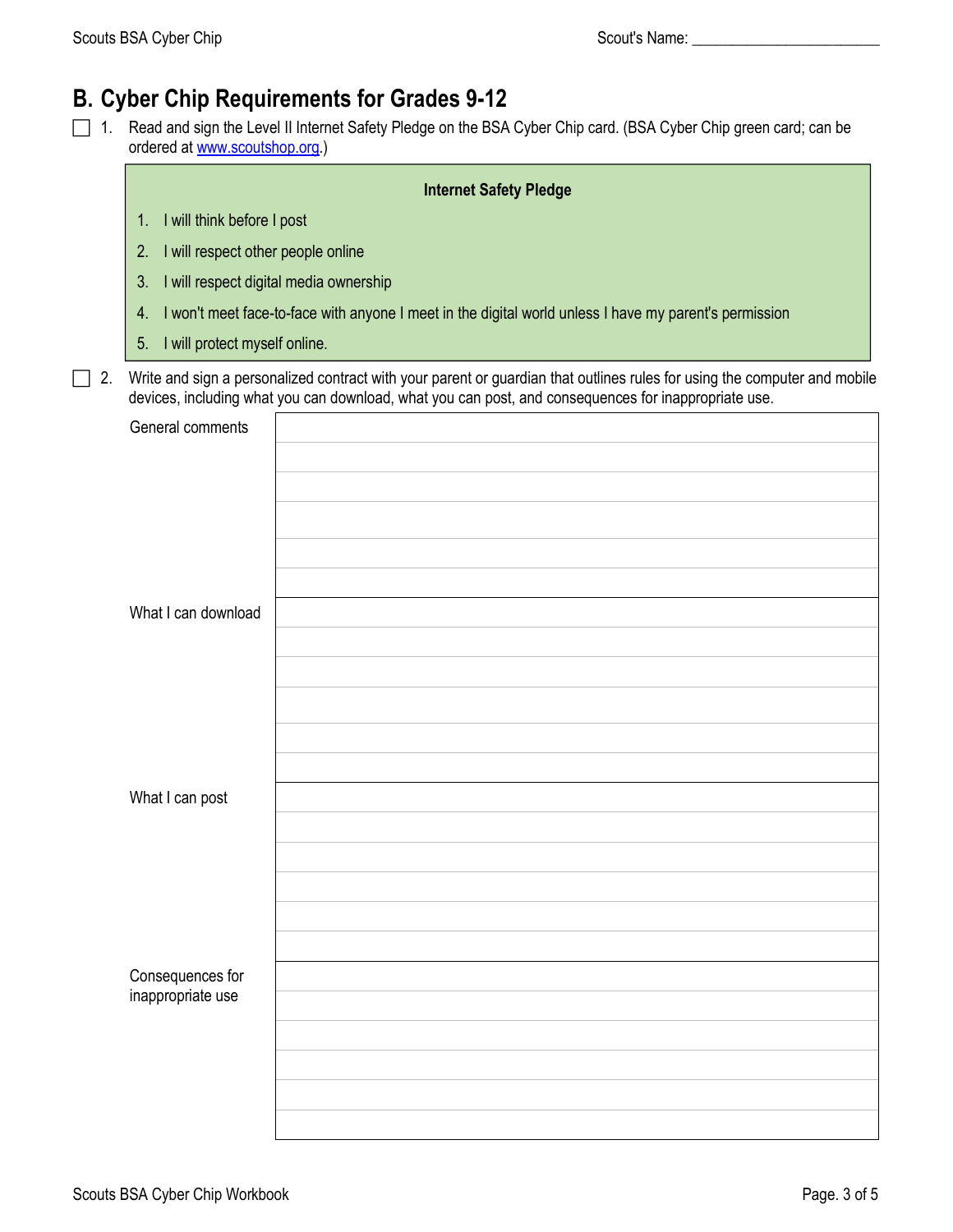Scout's Name: ________________________

## B. Cyber Chip Requirements for Grades 9-12

☐ 1. Read and sign the Level II Internet Safety Pledge on the BSA Cyber Chip card. (BSA Cyber Chip green card; can be ordered at www.scoutshop.org.)

**Internet Safety Pledge**

1. I will think before I post
2. I will respect other people online
3. I will respect digital media ownership
4. I won't meet face-to-face with anyone I meet in the digital world unless I have my parent's permission
5. I will protect myself online.

☐ 2. Write and sign a personalized contract with your parent or guardian that outlines rules for using the computer and mobile devices, including what you can download, what you can post, and consequences for inappropriate use.

| | |
|---|---|
| General comments | |
| What I can download | |
| What I can post | |
| Consequences for inappropriate use | |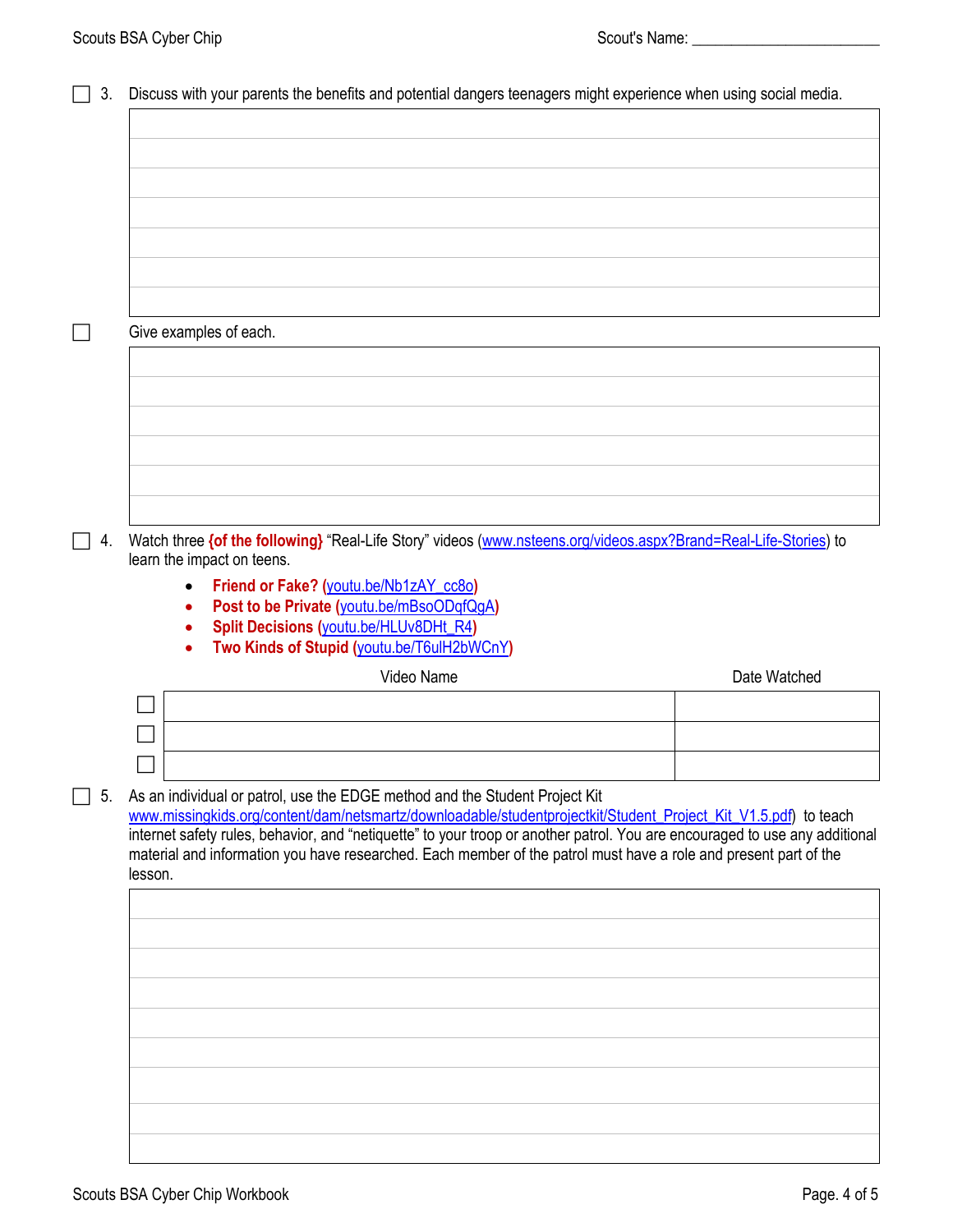☐ 3. Discuss with your parents the benefits and potential dangers teenagers might experience when using social media.

☐ Give examples of each.

☐ 4. Watch three **{of the following}** “Real-Life Story” videos (www.nsteens.org/videos.aspx?Brand=Real-Life-Stories) to learn the impact on teens.

- **Friend or Fake?** (youtu.be/Nb1zAY_cc8o)
- **Post to be Private** (youtu.be/mBsoODqfQgA)
- **Split Decisions** (youtu.be/HLUv8DHt_R4)
- **Two Kinds of Stupid** (youtu.be/T6ulH2bWCnY)

| | Video Name | Date Watched |
|---|---|---|
| ☐ | | |
| ☐ | | |
| ☐ | | |

☐ 5. As an individual or patrol, use the EDGE method and the Student Project Kit www.missingkids.org/content/dam/netsmartz/downloadable/studentprojectkit/Student_Project_Kit_V1.5.pdf) to teach internet safety rules, behavior, and “netiquette” to your troop or another patrol. You are encouraged to use any additional material and information you have researched. Each member of the patrol must have a role and present part of the lesson.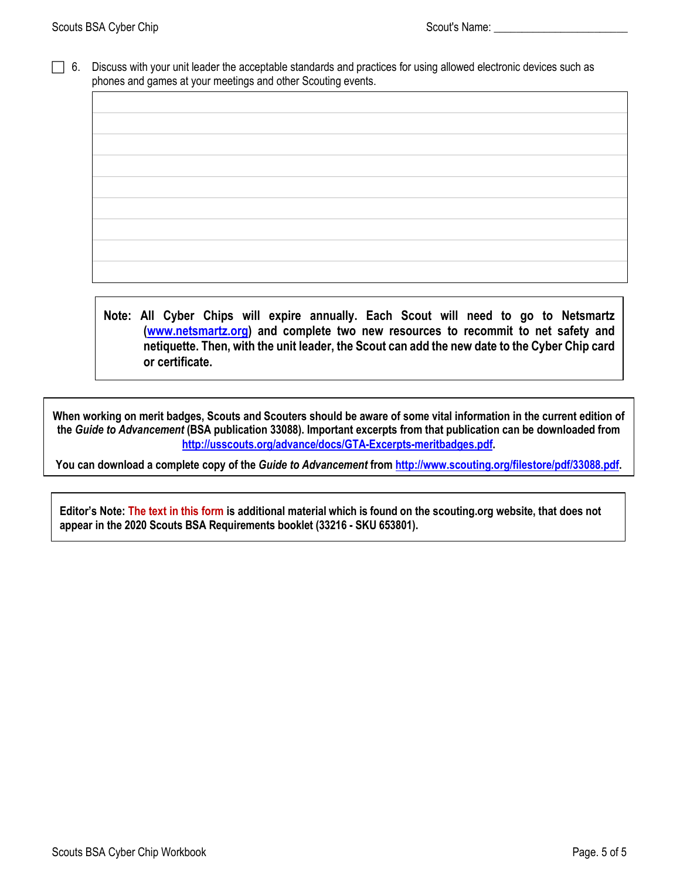Scout's Name: ________________________

☐ 6. Discuss with your unit leader the acceptable standards and practices for using allowed electronic devices such as phones and games at your meetings and other Scouting events.

| |
|---|
| |
| |
| |
| |
| |
| |
| |
| |
| |

**Note: All Cyber Chips will expire annually. Each Scout will need to go to Netsmartz ([www.netsmartz.org](http://www.netsmartz.org)) and complete two new resources to recommit to net safety and netiquette. Then, with the unit leader, the Scout can add the new date to the Cyber Chip card or certificate.**

**When working on merit badges, Scouts and Scouters should be aware of some vital information in the current edition of the *Guide to Advancement* (BSA publication 33088). Important excerpts from that publication can be downloaded from [http://usscouts.org/advance/docs/GTA-Excerpts-meritbadges.pdf](http://usscouts.org/advance/docs/GTA-Excerpts-meritbadges.pdf).**

**You can download a complete copy of the *Guide to Advancement* from [http://www.scouting.org/filestore/pdf/33088.pdf](http://www.scouting.org/filestore/pdf/33088.pdf).**

**Editor's Note: The text in this form is additional material which is found on the scouting.org website, that does not appear in the 2020 Scouts BSA Requirements booklet (33216 - SKU 653801).**